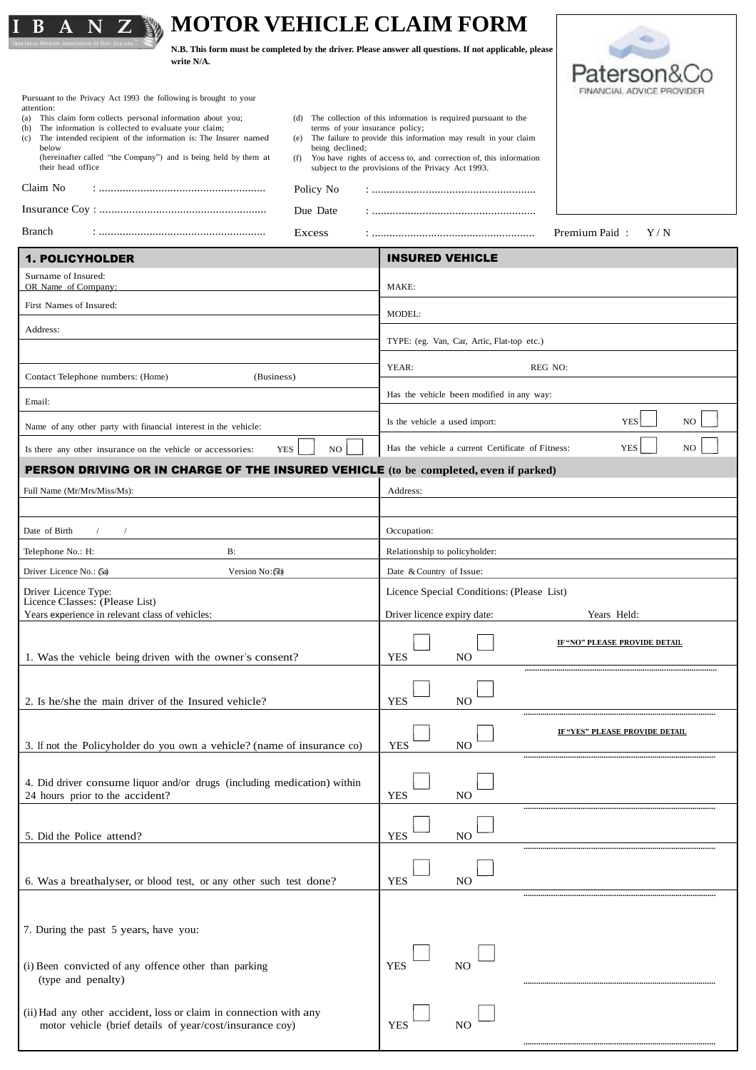IBANZ

# MOTOR VEHICLE CLAIM FORM

**N.B. This form must be completed by the driver. Please answer all questions. If not applicable, please write N/A.**

Paterson&Co
FINANCIAL ADVICE PROVIDER

Pursuant to the Privacy Act 1993 the following is brought to your attention:

(a) This claim form collects personal information about you;
(b) The information is collected to evaluate your claim;
(c) The intended recipient of the information is: The Insurer named below (hereinafter called "the Company") and is being held by them at their head office
(d) The collection of this information is required pursuant to the terms of your insurance policy;
(e) The failure to provide this information may result in your claim being declined;
(f) You have rights of access to, and correction of, this information subject to the provisions of the Privacy Act 1993.

Claim No : ........................................................ Policy No : .......................................................

Insurance Coy : ........................................................ Due Date : .......................................................

Branch : ........................................................ Excess : ....................................................... Premium Paid : Y / N

| 1. POLICYHOLDER | INSURED VEHICLE |
| --- | --- |
| Surname of Insured: OR Name of Company: | MAKE: |
| First Names of Insured: | MODEL: |
| Address: | TYPE: (eg. Van, Car, Artic, Flat-top etc.) |
| | YEAR: REG NO: |
| Contact Telephone numbers: (Home) (Business) | Has the vehicle been modified in any way: |
| Email: | Is the vehicle a used import: YES ☐ NO ☐ |
| Name of any other party with financial interest in the vehicle: | Has the vehicle a current Certificate of Fitness: YES ☐ NO ☐ |
| Is there any other insurance on the vehicle or accessories: YES ☐ NO ☐ | |

## PERSON DRIVING OR IN CHARGE OF THE INSURED VEHICLE (to be completed, even if parked)

| | |
| --- | --- |
| Full Name (Mr/Mrs/Miss/Ms): | Address: |
| | |
| Date of Birth / / | Occupation: |
| Telephone No.: H: B: | Relationship to policyholder: |
| Driver Licence No.: (5a) Version No: (5b) | Date & Country of Issue: |
| Driver Licence Type: Licence Classes: (Please List) Years experience in relevant class of vehicles: | Licence Special Conditions: (Please List) Driver licence expiry date: Years Held: |

| Question | Answer | Details |
| --- | --- | --- |
| 1. Was the vehicle being driven with the owner's consent? | YES ☐ NO ☐ | IF "NO" PLEASE PROVIDE DETAIL ................................ |
| 2. Is he/she the main driver of the Insured vehicle? | YES ☐ NO ☐ | ................................ |
| 3. If not the Policyholder do you own a vehicle? (name of insurance co) | YES ☐ NO ☐ | IF "YES" PLEASE PROVIDE DETAIL ................................ |
| 4. Did driver consume liquor and/or drugs (including medication) within 24 hours prior to the accident? | YES ☐ NO ☐ | ................................ |
| 5. Did the Police attend? | YES ☐ NO ☐ | ................................ |
| 6. Was a breathalyser, or blood test, or any other such test done? | YES ☐ NO ☐ | ................................ |
| 7. During the past 5 years, have you: | | |
| (i) Been convicted of any offence other than parking (type and penalty) | YES ☐ NO ☐ | ................................ |
| (ii) Had any other accident, loss or claim in connection with any motor vehicle (brief details of year/cost/insurance coy) | YES ☐ NO ☐ | ................................ |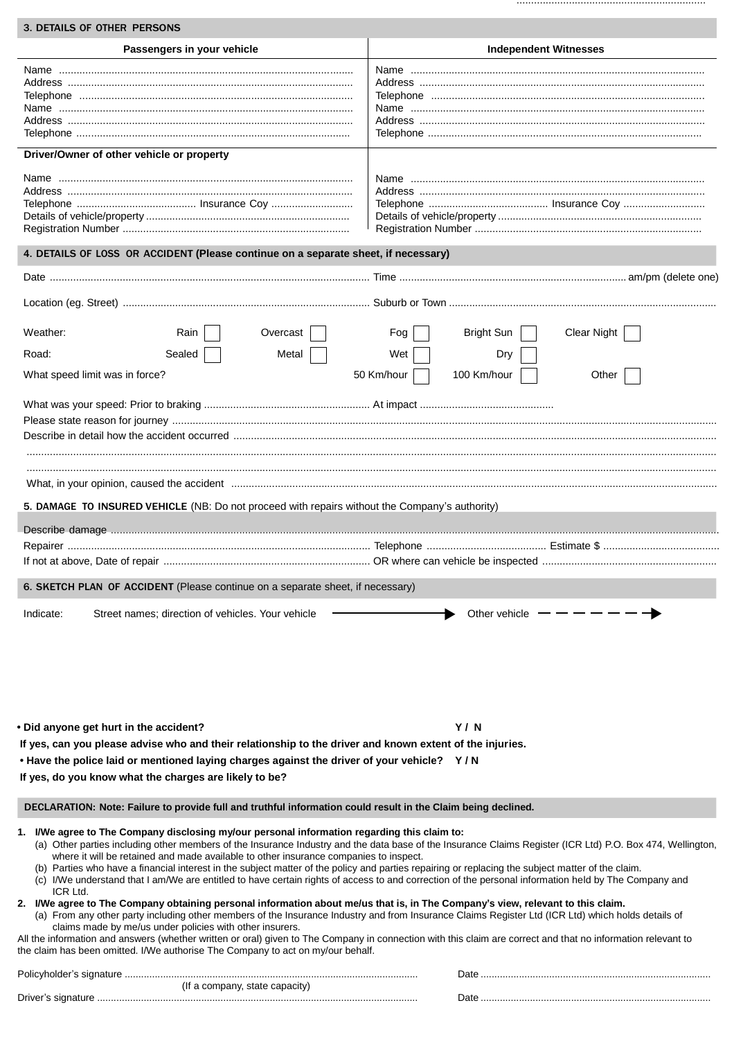## 3. DETAILS OF OTHER PERSONS

| Passengers in your vehicle | Independent Witnesses |
|---|---|
| Name ................................................ | Name ................................................ |
| Address ................................................ | Address ................................................ |
| Telephone ................................................ | Telephone ................................................ |
| Name ................................................ | Name ................................................ |
| Address ................................................ | Address ................................................ |
| Telephone ................................................ | Telephone ................................................ |

**Driver/Owner of other vehicle or property**

| | |
|---|---|
| Name ................................................ | Name ................................................ |
| Address ................................................ | Address ................................................ |
| Telephone .......................... Insurance Coy .......................... | Telephone .......................... Insurance Coy .......................... |
| Details of vehicle/property ................................................ | Details of vehicle/property ................................................ |
| Registration Number ................................................ | Registration Number ................................................ |

## 4. DETAILS OF LOSS OR ACCIDENT (Please continue on a separate sheet, if necessary)

Date ................................................ Time ................................................ am/pm (delete one)

Location (eg. Street) ................................................ Suburb or Town ................................................

Weather: Rain ☐ Overcast ☐ Fog ☐ Bright Sun ☐ Clear Night ☐

Road: Sealed ☐ Metal ☐ Wet ☐ Dry ☐

What speed limit was in force? 50 Km/hour ☐ 100 Km/hour ☐ Other ☐

What was your speed: Prior to braking ................................................ At impact ................................................

Please state reason for journey ................................................

Describe in detail how the accident occurred ................................................

................................................

................................................

What, in your opinion, caused the accident ................................................

## 5. DAMAGE TO INSURED VEHICLE (NB: Do not proceed with repairs without the Company's authority)

Describe damage ................................................

Repairer ................................................ Telephone ................................................ Estimate $ ................................................

If not at above, Date of repair ................................................ OR where can vehicle be inspected ................................................

## 6. SKETCH PLAN OF ACCIDENT (Please continue on a separate sheet, if necessary)

Indicate: Street names; direction of vehicles. Your vehicle ————▶ Other vehicle — — — — — —▶

**• Did anyone get hurt in the accident? Y / N**

**If yes, can you please advise who and their relationship to the driver and known extent of the injuries.**

**• Have the police laid or mentioned laying charges against the driver of your vehicle? Y / N**

**If yes, do you know what the charges are likely to be?**

**DECLARATION: Note: Failure to provide full and truthful information could result in the Claim being declined.**

1. **I/We agree to The Company disclosing my/our personal information regarding this claim to:**
   - (a) Other parties including other members of the Insurance Industry and the data base of the Insurance Claims Register (ICR Ltd) P.O. Box 474, Wellington, where it will be retained and made available to other insurance companies to inspect.
   - (b) Parties who have a financial interest in the subject matter of the policy and parties repairing or replacing the subject matter of the claim.
   - (c) I/We understand that I am/We are entitled to have certain rights of access to and correction of the personal information held by The Company and ICR Ltd.
2. **I/We agree to The Company obtaining personal information about me/us that is, in The Company's view, relevant to this claim.**
   - (a) From any other party including other members of the Insurance Industry and from Insurance Claims Register Ltd (ICR Ltd) which holds details of claims made by me/us under policies with other insurers.

All the information and answers (whether written or oral) given to The Company in connection with this claim are correct and that no information relevant to the claim has been omitted. I/We authorise The Company to act on my/our behalf.

Policyholder's signature ................................................ Date ................................................

(If a company, state capacity)

Driver's signature ................................................ Date ................................................